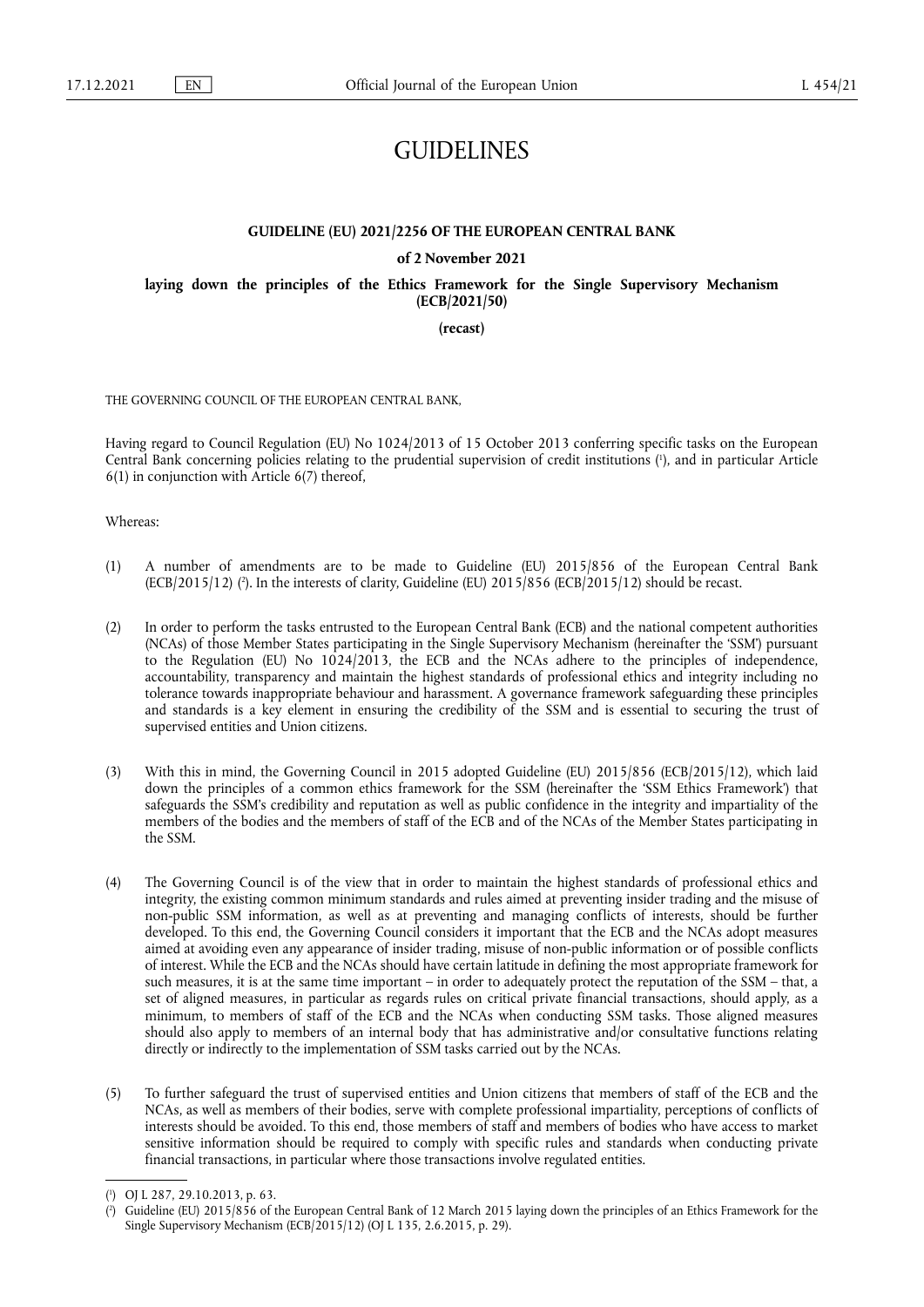# GUIDELINES

## GUIDELINE (EU) 2021/2256 OF THE EUROPEAN CENTRAL BANK

### of 2 November 2021

### laying down the principles of the Ethics Framework for the Single Supervisory Mechanism (ECB/2021/50)

### (recast)

THE GOVERNING COUNCIL OF THE EUROPEAN CENTRAL BANK,

Having regard to Council Regulation (EU) No 1024/2013 of 15 October 2013 conferring specific tasks on the European Central Bank concerning policies relating to the prudential supervision of credit institutions ([1]), and in particular Article 6(1) in conjunction with Article 6(7) thereof,

Whereas:

(1) A number of amendments are to be made to Guideline (EU) 2015/856 of the European Central Bank (ECB/2015/12) ([2]). In the interests of clarity, Guideline (EU) 2015/856 (ECB/2015/12) should be recast.

(2) In order to perform the tasks entrusted to the European Central Bank (ECB) and the national competent authorities (NCAs) of those Member States participating in the Single Supervisory Mechanism (hereinafter the 'SSM') pursuant to the Regulation (EU) No 1024/2013, the ECB and the NCAs adhere to the principles of independence, accountability, transparency and maintain the highest standards of professional ethics and integrity including no tolerance towards inappropriate behaviour and harassment. A governance framework safeguarding these principles and standards is a key element in ensuring the credibility of the SSM and is essential to securing the trust of supervised entities and Union citizens.

(3) With this in mind, the Governing Council in 2015 adopted Guideline (EU) 2015/856 (ECB/2015/12), which laid down the principles of a common ethics framework for the SSM (hereinafter the 'SSM Ethics Framework') that safeguards the SSM's credibility and reputation as well as public confidence in the integrity and impartiality of the members of the bodies and the members of staff of the ECB and of the NCAs of the Member States participating in the SSM.

(4) The Governing Council is of the view that in order to maintain the highest standards of professional ethics and integrity, the existing common minimum standards and rules aimed at preventing insider trading and the misuse of non-public SSM information, as well as at preventing and managing conflicts of interests, should be further developed. To this end, the Governing Council considers it important that the ECB and the NCAs adopt measures aimed at avoiding even any appearance of insider trading, misuse of non-public information or of possible conflicts of interest. While the ECB and the NCAs should have certain latitude in defining the most appropriate framework for such measures, it is at the same time important – in order to adequately protect the reputation of the SSM – that, a set of aligned measures, in particular as regards rules on critical private financial transactions, should apply, as a minimum, to members of staff of the ECB and the NCAs when conducting SSM tasks. Those aligned measures should also apply to members of an internal body that has administrative and/or consultative functions relating directly or indirectly to the implementation of SSM tasks carried out by the NCAs.

(5) To further safeguard the trust of supervised entities and Union citizens that members of staff of the ECB and the NCAs, as well as members of their bodies, serve with complete professional impartiality, perceptions of conflicts of interests should be avoided. To this end, those members of staff and members of bodies who have access to market sensitive information should be required to comply with specific rules and standards when conducting private financial transactions, in particular where those transactions involve regulated entities.

---

([1]) OJ L 287, 29.10.2013, p. 63.

([2]) Guideline (EU) 2015/856 of the European Central Bank of 12 March 2015 laying down the principles of an Ethics Framework for the Single Supervisory Mechanism (ECB/2015/12) (OJ L 135, 2.6.2015, p. 29).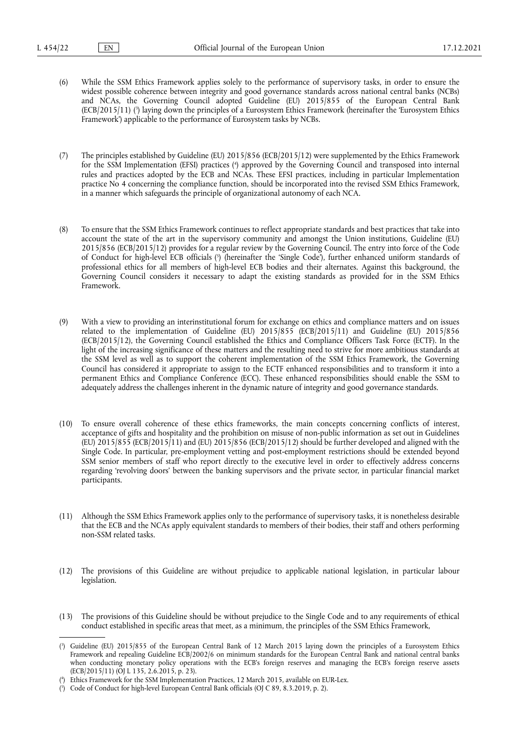(6) While the SSM Ethics Framework applies solely to the performance of supervisory tasks, in order to ensure the widest possible coherence between integrity and good governance standards across national central banks (NCBs) and NCAs, the Governing Council adopted Guideline (EU) 2015/855 of the European Central Bank (ECB/2015/11) [3] laying down the principles of a Eurosystem Ethics Framework (hereinafter the 'Eurosystem Ethics Framework') applicable to the performance of Eurosystem tasks by NCBs.

(7) The principles established by Guideline (EU) 2015/856 (ECB/2015/12) were supplemented by the Ethics Framework for the SSM Implementation (EFSI) practices [4] approved by the Governing Council and transposed into internal rules and practices adopted by the ECB and NCAs. These EFSI practices, including in particular Implementation practice No 4 concerning the compliance function, should be incorporated into the revised SSM Ethics Framework, in a manner which safeguards the principle of organizational autonomy of each NCA.

(8) To ensure that the SSM Ethics Framework continues to reflect appropriate standards and best practices that take into account the state of the art in the supervisory community and amongst the Union institutions, Guideline (EU) 2015/856 (ECB/2015/12) provides for a regular review by the Governing Council. The entry into force of the Code of Conduct for high-level ECB officials [5] (hereinafter the 'Single Code'), further enhanced uniform standards of professional ethics for all members of high-level ECB bodies and their alternates. Against this background, the Governing Council considers it necessary to adapt the existing standards as provided for in the SSM Ethics Framework.

(9) With a view to providing an interinstitutional forum for exchange on ethics and compliance matters and on issues related to the implementation of Guideline (EU) 2015/855 (ECB/2015/11) and Guideline (EU) 2015/856 (ECB/2015/12), the Governing Council established the Ethics and Compliance Officers Task Force (ECTF). In the light of the increasing significance of these matters and the resulting need to strive for more ambitious standards at the SSM level as well as to support the coherent implementation of the SSM Ethics Framework, the Governing Council has considered it appropriate to assign to the ECTF enhanced responsibilities and to transform it into a permanent Ethics and Compliance Conference (ECC). These enhanced responsibilities should enable the SSM to adequately address the challenges inherent in the dynamic nature of integrity and good governance standards.

(10) To ensure overall coherence of these ethics frameworks, the main concepts concerning conflicts of interest, acceptance of gifts and hospitality and the prohibition on misuse of non-public information as set out in Guidelines (EU) 2015/855 (ECB/2015/11) and (EU) 2015/856 (ECB/2015/12) should be further developed and aligned with the Single Code. In particular, pre-employment vetting and post-employment restrictions should be extended beyond SSM senior members of staff who report directly to the executive level in order to effectively address concerns regarding 'revolving doors' between the banking supervisors and the private sector, in particular financial market participants.

(11) Although the SSM Ethics Framework applies only to the performance of supervisory tasks, it is nonetheless desirable that the ECB and the NCAs apply equivalent standards to members of their bodies, their staff and others performing non-SSM related tasks.

(12) The provisions of this Guideline are without prejudice to applicable national legislation, in particular labour legislation.

(13) The provisions of this Guideline should be without prejudice to the Single Code and to any requirements of ethical conduct established in specific areas that meet, as a minimum, the principles of the SSM Ethics Framework,

---

[3] Guideline (EU) 2015/855 of the European Central Bank of 12 March 2015 laying down the principles of a Eurosystem Ethics Framework and repealing Guideline ECB/2002/6 on minimum standards for the European Central Bank and national central banks when conducting monetary policy operations with the ECB's foreign reserves and managing the ECB's foreign reserve assets (ECB/2015/11) (OJ L 135, 2.6.2015, p. 23).

[4] Ethics Framework for the SSM Implementation Practices, 12 March 2015, available on EUR-Lex.

[5] Code of Conduct for high-level European Central Bank officials (OJ C 89, 8.3.2019, p. 2).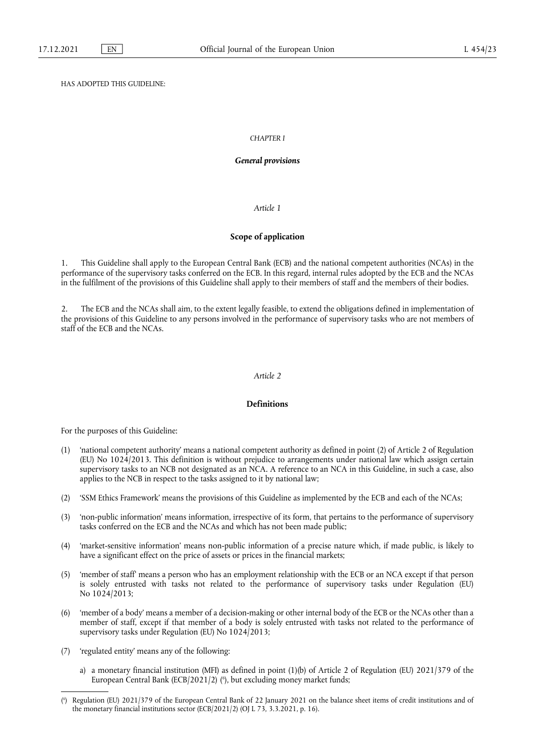HAS ADOPTED THIS GUIDELINE:

*CHAPTER I*

***General provisions***

*Article 1*

**Scope of application**

1. This Guideline shall apply to the European Central Bank (ECB) and the national competent authorities (NCAs) in the performance of the supervisory tasks conferred on the ECB. In this regard, internal rules adopted by the ECB and the NCAs in the fulfilment of the provisions of this Guideline shall apply to their members of staff and the members of their bodies.

2. The ECB and the NCAs shall aim, to the extent legally feasible, to extend the obligations defined in implementation of the provisions of this Guideline to any persons involved in the performance of supervisory tasks who are not members of staff of the ECB and the NCAs.

*Article 2*

**Definitions**

For the purposes of this Guideline:

(1) 'national competent authority' means a national competent authority as defined in point (2) of Article 2 of Regulation (EU) No 1024/2013. This definition is without prejudice to arrangements under national law which assign certain supervisory tasks to an NCB not designated as an NCA. A reference to an NCA in this Guideline, in such a case, also applies to the NCB in respect to the tasks assigned to it by national law;

(2) 'SSM Ethics Framework' means the provisions of this Guideline as implemented by the ECB and each of the NCAs;

(3) 'non-public information' means information, irrespective of its form, that pertains to the performance of supervisory tasks conferred on the ECB and the NCAs and which has not been made public;

(4) 'market-sensitive information' means non-public information of a precise nature which, if made public, is likely to have a significant effect on the price of assets or prices in the financial markets;

(5) 'member of staff' means a person who has an employment relationship with the ECB or an NCA except if that person is solely entrusted with tasks not related to the performance of supervisory tasks under Regulation (EU) No 1024/2013;

(6) 'member of a body' means a member of a decision-making or other internal body of the ECB or the NCAs other than a member of staff, except if that member of a body is solely entrusted with tasks not related to the performance of supervisory tasks under Regulation (EU) No 1024/2013;

(7) 'regulated entity' means any of the following:

   a) a monetary financial institution (MFI) as defined in point (1)(b) of Article 2 of Regulation (EU) 2021/379 of the European Central Bank (ECB/2021/2) [6], but excluding money market funds;

---

[6] Regulation (EU) 2021/379 of the European Central Bank of 22 January 2021 on the balance sheet items of credit institutions and of the monetary financial institutions sector (ECB/2021/2) (OJ L 73, 3.3.2021, p. 16).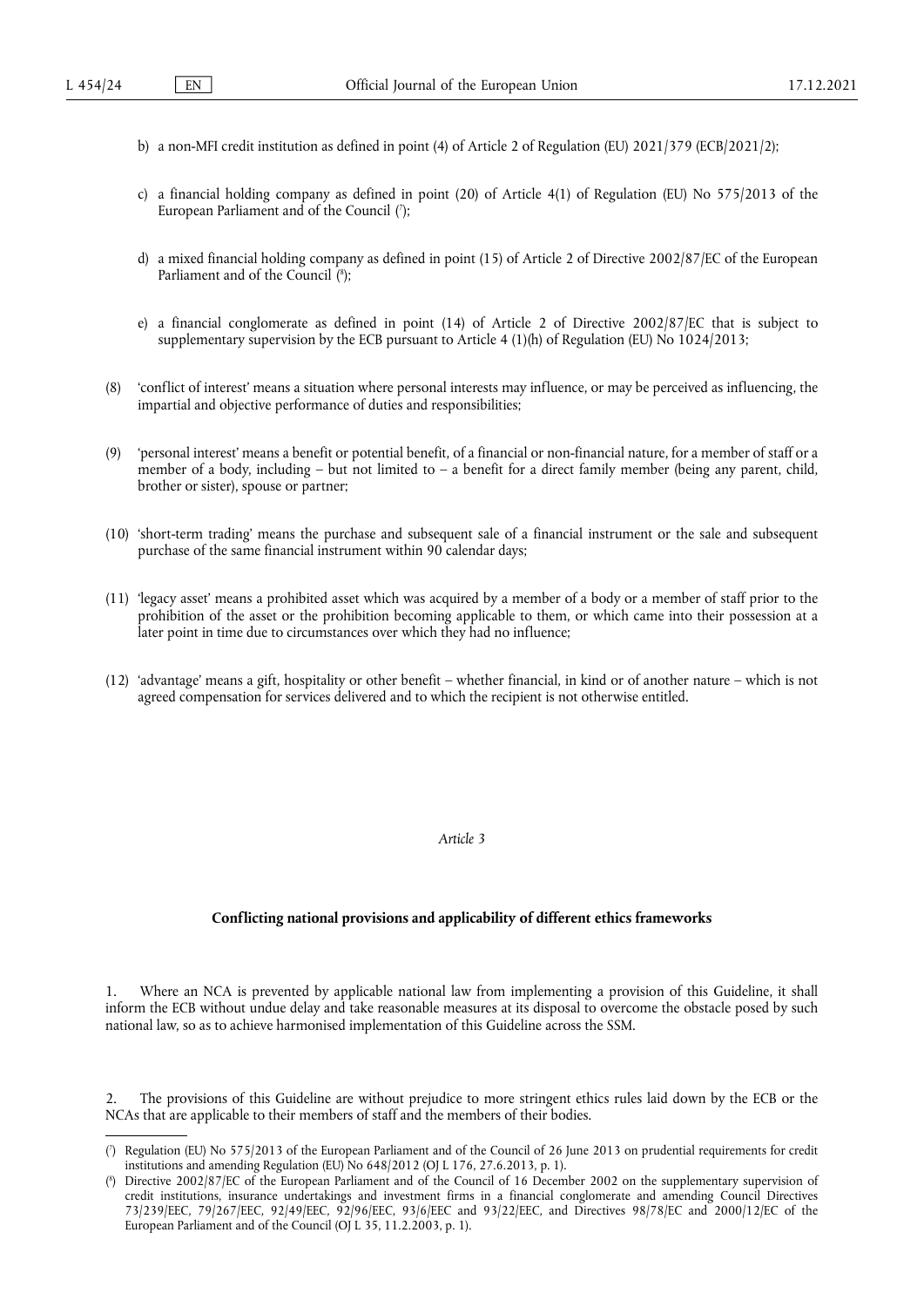b) a non-MFI credit institution as defined in point (4) of Article 2 of Regulation (EU) 2021/379 (ECB/2021/2);

c) a financial holding company as defined in point (20) of Article 4(1) of Regulation (EU) No 575/2013 of the European Parliament and of the Council ([7]);

d) a mixed financial holding company as defined in point (15) of Article 2 of Directive 2002/87/EC of the European Parliament and of the Council ([8]);

e) a financial conglomerate as defined in point (14) of Article 2 of Directive 2002/87/EC that is subject to supplementary supervision by the ECB pursuant to Article 4 (1)(h) of Regulation (EU) No 1024/2013;

(8) 'conflict of interest' means a situation where personal interests may influence, or may be perceived as influencing, the impartial and objective performance of duties and responsibilities;

(9) 'personal interest' means a benefit or potential benefit, of a financial or non-financial nature, for a member of staff or a member of a body, including – but not limited to – a benefit for a direct family member (being any parent, child, brother or sister), spouse or partner;

(10) 'short-term trading' means the purchase and subsequent sale of a financial instrument or the sale and subsequent purchase of the same financial instrument within 90 calendar days;

(11) 'legacy asset' means a prohibited asset which was acquired by a member of a body or a member of staff prior to the prohibition of the asset or the prohibition becoming applicable to them, or which came into their possession at a later point in time due to circumstances over which they had no influence;

(12) 'advantage' means a gift, hospitality or other benefit – whether financial, in kind or of another nature – which is not agreed compensation for services delivered and to which the recipient is not otherwise entitled.

*Article 3*

**Conflicting national provisions and applicability of different ethics frameworks**

1. Where an NCA is prevented by applicable national law from implementing a provision of this Guideline, it shall inform the ECB without undue delay and take reasonable measures at its disposal to overcome the obstacle posed by such national law, so as to achieve harmonised implementation of this Guideline across the SSM.

2. The provisions of this Guideline are without prejudice to more stringent ethics rules laid down by the ECB or the NCAs that are applicable to their members of staff and the members of their bodies.

---

([7]) Regulation (EU) No 575/2013 of the European Parliament and of the Council of 26 June 2013 on prudential requirements for credit institutions and amending Regulation (EU) No 648/2012 (OJ L 176, 27.6.2013, p. 1).

([8]) Directive 2002/87/EC of the European Parliament and of the Council of 16 December 2002 on the supplementary supervision of credit institutions, insurance undertakings and investment firms in a financial conglomerate and amending Council Directives 73/239/EEC, 79/267/EEC, 92/49/EEC, 92/96/EEC, 93/6/EEC and 93/22/EEC, and Directives 98/78/EC and 2000/12/EC of the European Parliament and of the Council (OJ L 35, 11.2.2003, p. 1).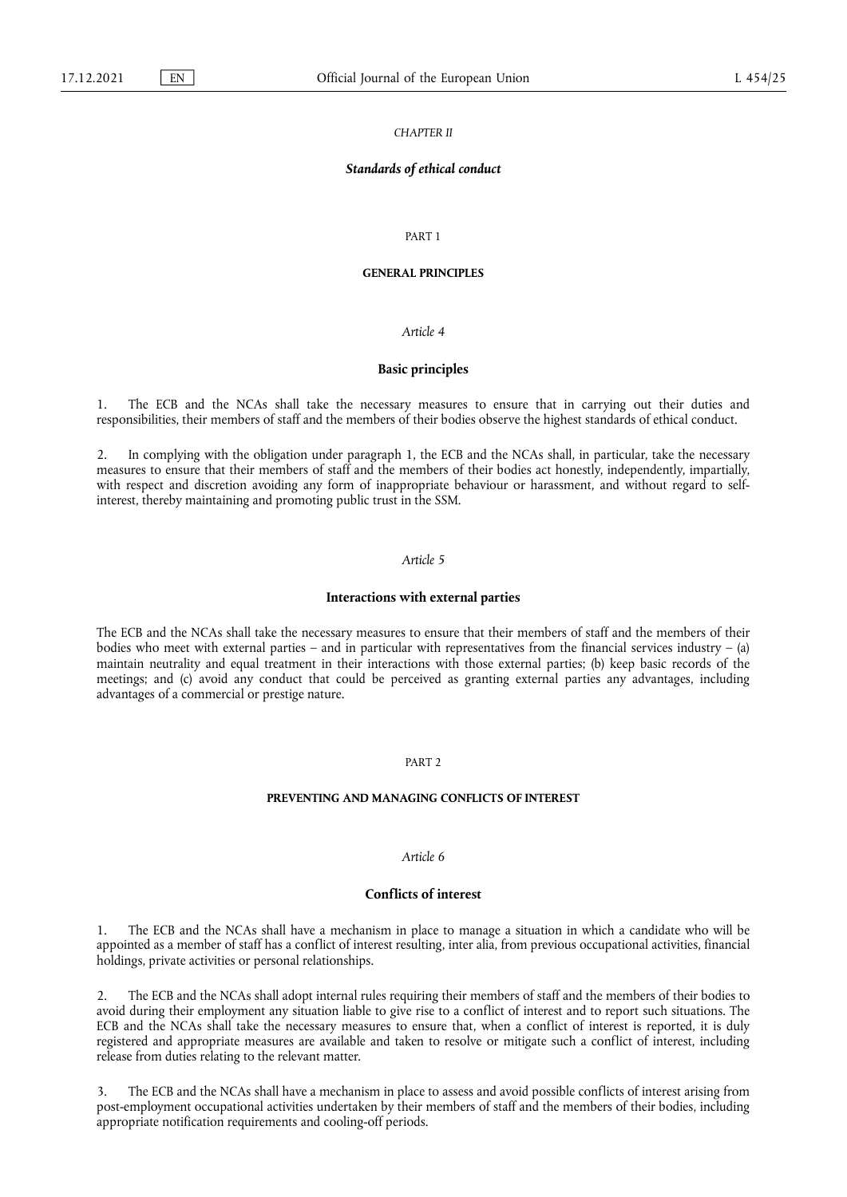## *CHAPTER II*

## ***Standards of ethical conduct***

### PART 1

### GENERAL PRINCIPLES

*Article 4*

**Basic principles**

1. The ECB and the NCAs shall take the necessary measures to ensure that in carrying out their duties and responsibilities, their members of staff and the members of their bodies observe the highest standards of ethical conduct.

2. In complying with the obligation under paragraph 1, the ECB and the NCAs shall, in particular, take the necessary measures to ensure that their members of staff and the members of their bodies act honestly, independently, impartially, with respect and discretion avoiding any form of inappropriate behaviour or harassment, and without regard to self-interest, thereby maintaining and promoting public trust in the SSM.

*Article 5*

**Interactions with external parties**

The ECB and the NCAs shall take the necessary measures to ensure that their members of staff and the members of their bodies who meet with external parties – and in particular with representatives from the financial services industry – (a) maintain neutrality and equal treatment in their interactions with those external parties; (b) keep basic records of the meetings; and (c) avoid any conduct that could be perceived as granting external parties any advantages, including advantages of a commercial or prestige nature.

### PART 2

### PREVENTING AND MANAGING CONFLICTS OF INTEREST

*Article 6*

**Conflicts of interest**

1. The ECB and the NCAs shall have a mechanism in place to manage a situation in which a candidate who will be appointed as a member of staff has a conflict of interest resulting, inter alia, from previous occupational activities, financial holdings, private activities or personal relationships.

2. The ECB and the NCAs shall adopt internal rules requiring their members of staff and the members of their bodies to avoid during their employment any situation liable to give rise to a conflict of interest and to report such situations. The ECB and the NCAs shall take the necessary measures to ensure that, when a conflict of interest is reported, it is duly registered and appropriate measures are available and taken to resolve or mitigate such a conflict of interest, including release from duties relating to the relevant matter.

3. The ECB and the NCAs shall have a mechanism in place to assess and avoid possible conflicts of interest arising from post-employment occupational activities undertaken by their members of staff and the members of their bodies, including appropriate notification requirements and cooling-off periods.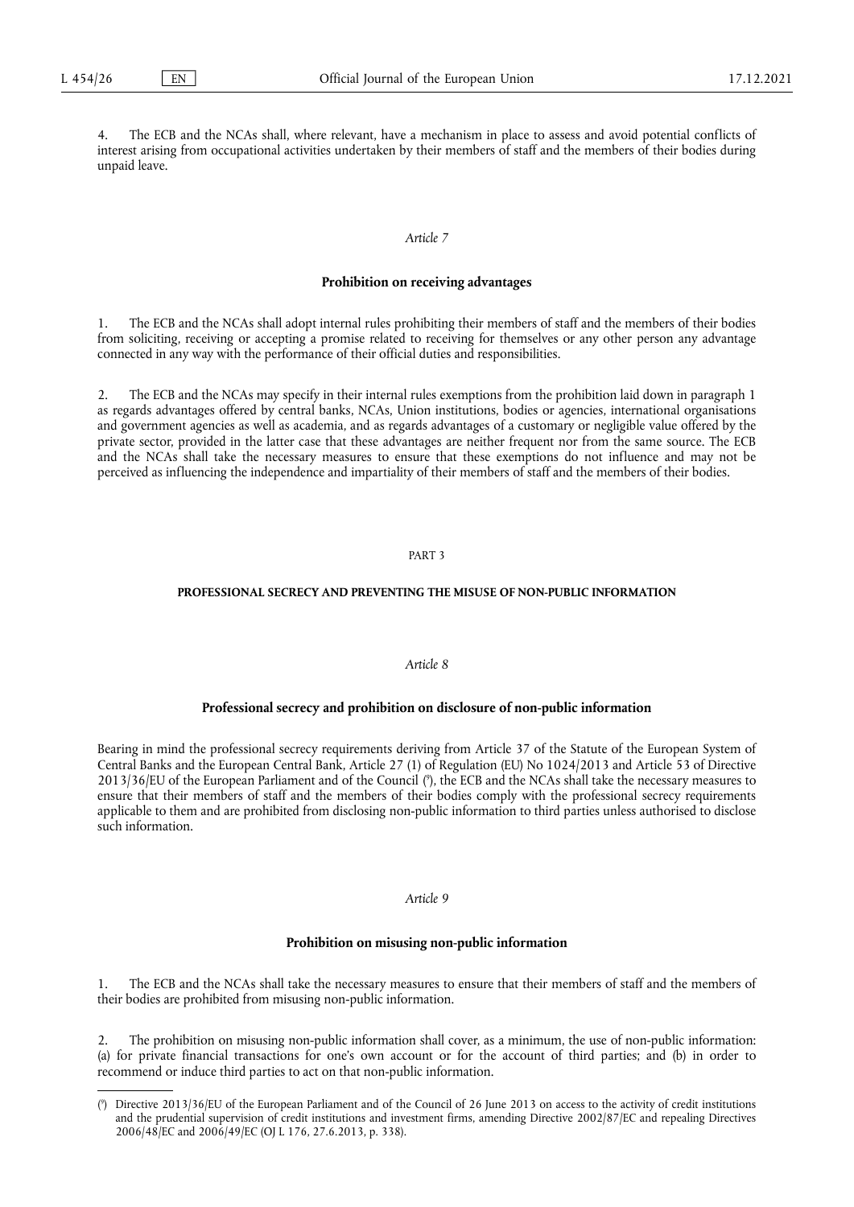4. The ECB and the NCAs shall, where relevant, have a mechanism in place to assess and avoid potential conflicts of interest arising from occupational activities undertaken by their members of staff and the members of their bodies during unpaid leave.

*Article 7*

**Prohibition on receiving advantages**

1. The ECB and the NCAs shall adopt internal rules prohibiting their members of staff and the members of their bodies from soliciting, receiving or accepting a promise related to receiving for themselves or any other person any advantage connected in any way with the performance of their official duties and responsibilities.

2. The ECB and the NCAs may specify in their internal rules exemptions from the prohibition laid down in paragraph 1 as regards advantages offered by central banks, NCAs, Union institutions, bodies or agencies, international organisations and government agencies as well as academia, and as regards advantages of a customary or negligible value offered by the private sector, provided in the latter case that these advantages are neither frequent nor from the same source. The ECB and the NCAs shall take the necessary measures to ensure that these exemptions do not influence and may not be perceived as influencing the independence and impartiality of their members of staff and the members of their bodies.

PART 3

**PROFESSIONAL SECRECY AND PREVENTING THE MISUSE OF NON-PUBLIC INFORMATION**

*Article 8*

**Professional secrecy and prohibition on disclosure of non-public information**

Bearing in mind the professional secrecy requirements deriving from Article 37 of the Statute of the European System of Central Banks and the European Central Bank, Article 27 (1) of Regulation (EU) No 1024/2013 and Article 53 of Directive 2013/36/EU of the European Parliament and of the Council [9], the ECB and the NCAs shall take the necessary measures to ensure that their members of staff and the members of their bodies comply with the professional secrecy requirements applicable to them and are prohibited from disclosing non-public information to third parties unless authorised to disclose such information.

*Article 9*

**Prohibition on misusing non-public information**

1. The ECB and the NCAs shall take the necessary measures to ensure that their members of staff and the members of their bodies are prohibited from misusing non-public information.

2. The prohibition on misusing non-public information shall cover, as a minimum, the use of non-public information: (a) for private financial transactions for one's own account or for the account of third parties; and (b) in order to recommend or induce third parties to act on that non-public information.

---

[9] Directive 2013/36/EU of the European Parliament and of the Council of 26 June 2013 on access to the activity of credit institutions and the prudential supervision of credit institutions and investment firms, amending Directive 2002/87/EC and repealing Directives 2006/48/EC and 2006/49/EC (OJ L 176, 27.6.2013, p. 338).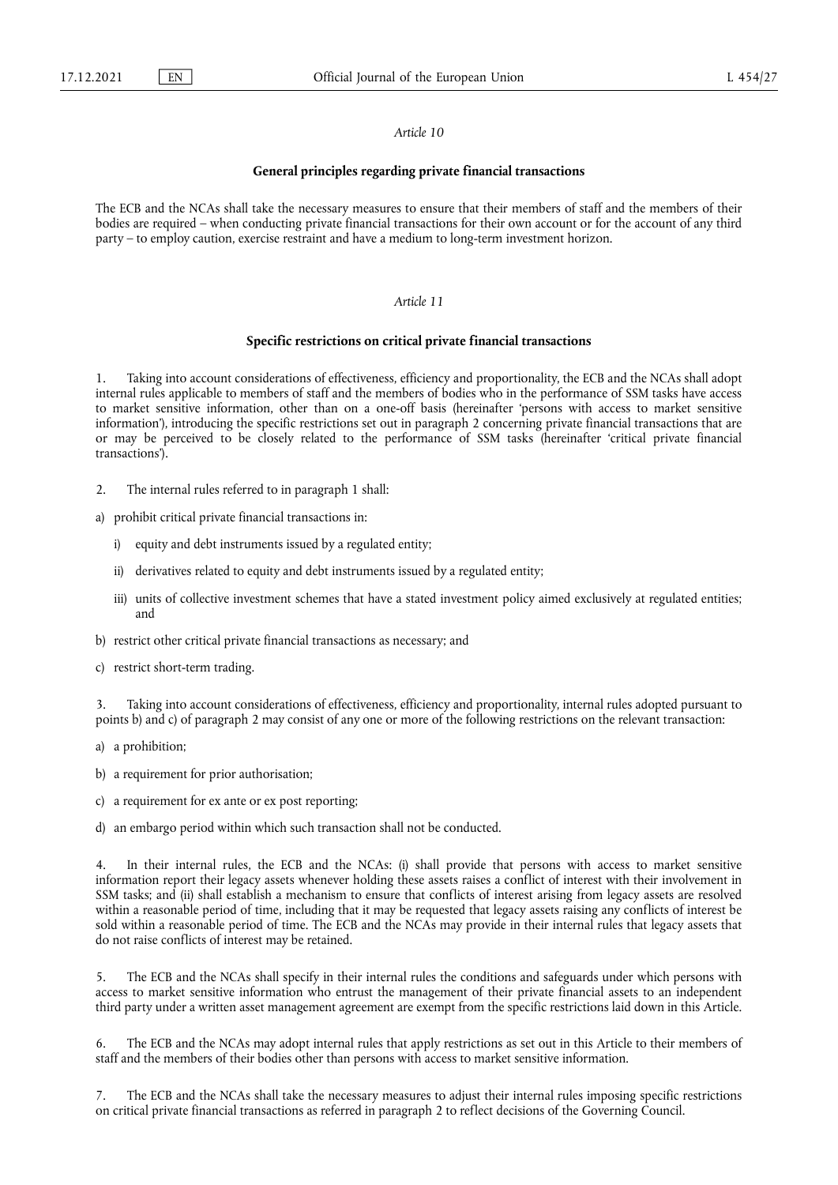*Article 10*

**General principles regarding private financial transactions**

The ECB and the NCAs shall take the necessary measures to ensure that their members of staff and the members of their bodies are required – when conducting private financial transactions for their own account or for the account of any third party – to employ caution, exercise restraint and have a medium to long-term investment horizon.

*Article 11*

**Specific restrictions on critical private financial transactions**

1. Taking into account considerations of effectiveness, efficiency and proportionality, the ECB and the NCAs shall adopt internal rules applicable to members of staff and the members of bodies who in the performance of SSM tasks have access to market sensitive information, other than on a one-off basis (hereinafter 'persons with access to market sensitive information'), introducing the specific restrictions set out in paragraph 2 concerning private financial transactions that are or may be perceived to be closely related to the performance of SSM tasks (hereinafter 'critical private financial transactions').

2. The internal rules referred to in paragraph 1 shall:

a) prohibit critical private financial transactions in:

   i) equity and debt instruments issued by a regulated entity;

   ii) derivatives related to equity and debt instruments issued by a regulated entity;

   iii) units of collective investment schemes that have a stated investment policy aimed exclusively at regulated entities; and

b) restrict other critical private financial transactions as necessary; and

c) restrict short-term trading.

3. Taking into account considerations of effectiveness, efficiency and proportionality, internal rules adopted pursuant to points b) and c) of paragraph 2 may consist of any one or more of the following restrictions on the relevant transaction:

a) a prohibition;

b) a requirement for prior authorisation;

c) a requirement for ex ante or ex post reporting;

d) an embargo period within which such transaction shall not be conducted.

4. In their internal rules, the ECB and the NCAs: (i) shall provide that persons with access to market sensitive information report their legacy assets whenever holding these assets raises a conflict of interest with their involvement in SSM tasks; and (ii) shall establish a mechanism to ensure that conflicts of interest arising from legacy assets are resolved within a reasonable period of time, including that it may be requested that legacy assets raising any conflicts of interest be sold within a reasonable period of time. The ECB and the NCAs may provide in their internal rules that legacy assets that do not raise conflicts of interest may be retained.

5. The ECB and the NCAs shall specify in their internal rules the conditions and safeguards under which persons with access to market sensitive information who entrust the management of their private financial assets to an independent third party under a written asset management agreement are exempt from the specific restrictions laid down in this Article.

6. The ECB and the NCAs may adopt internal rules that apply restrictions as set out in this Article to their members of staff and the members of their bodies other than persons with access to market sensitive information.

7. The ECB and the NCAs shall take the necessary measures to adjust their internal rules imposing specific restrictions on critical private financial transactions as referred in paragraph 2 to reflect decisions of the Governing Council.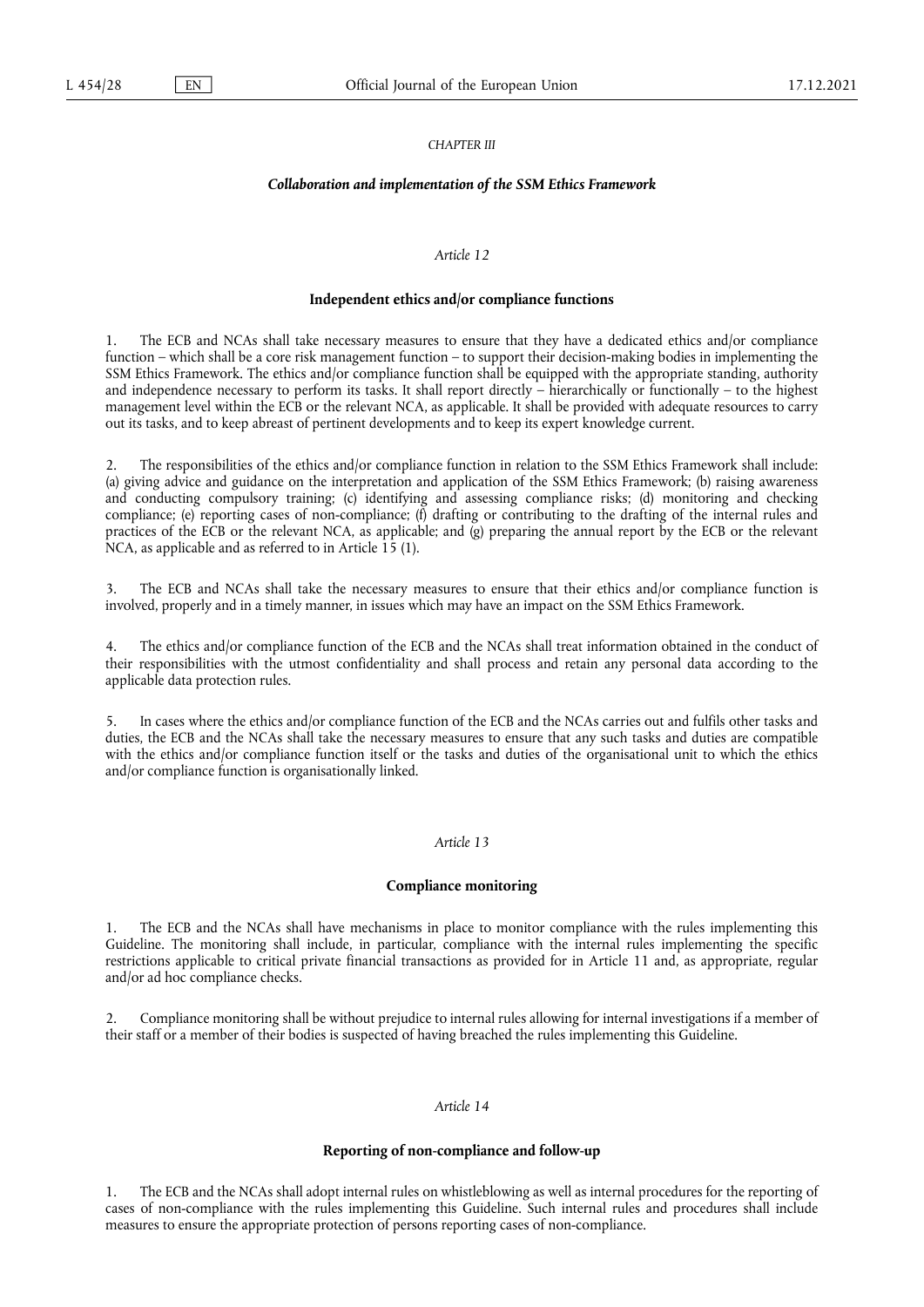*CHAPTER III*

***Collaboration and implementation of the SSM Ethics Framework***

*Article 12*

**Independent ethics and/or compliance functions**

1. The ECB and NCAs shall take necessary measures to ensure that they have a dedicated ethics and/or compliance function – which shall be a core risk management function – to support their decision-making bodies in implementing the SSM Ethics Framework. The ethics and/or compliance function shall be equipped with the appropriate standing, authority and independence necessary to perform its tasks. It shall report directly – hierarchically or functionally – to the highest management level within the ECB or the relevant NCA, as applicable. It shall be provided with adequate resources to carry out its tasks, and to keep abreast of pertinent developments and to keep its expert knowledge current.

2. The responsibilities of the ethics and/or compliance function in relation to the SSM Ethics Framework shall include: (a) giving advice and guidance on the interpretation and application of the SSM Ethics Framework; (b) raising awareness and conducting compulsory training; (c) identifying and assessing compliance risks; (d) monitoring and checking compliance; (e) reporting cases of non-compliance; (f) drafting or contributing to the drafting of the internal rules and practices of the ECB or the relevant NCA, as applicable; and (g) preparing the annual report by the ECB or the relevant NCA, as applicable and as referred to in Article 15 (1).

3. The ECB and NCAs shall take the necessary measures to ensure that their ethics and/or compliance function is involved, properly and in a timely manner, in issues which may have an impact on the SSM Ethics Framework.

4. The ethics and/or compliance function of the ECB and the NCAs shall treat information obtained in the conduct of their responsibilities with the utmost confidentiality and shall process and retain any personal data according to the applicable data protection rules.

5. In cases where the ethics and/or compliance function of the ECB and the NCAs carries out and fulfils other tasks and duties, the ECB and the NCAs shall take the necessary measures to ensure that any such tasks and duties are compatible with the ethics and/or compliance function itself or the tasks and duties of the organisational unit to which the ethics and/or compliance function is organisationally linked.

*Article 13*

**Compliance monitoring**

1. The ECB and the NCAs shall have mechanisms in place to monitor compliance with the rules implementing this Guideline. The monitoring shall include, in particular, compliance with the internal rules implementing the specific restrictions applicable to critical private financial transactions as provided for in Article 11 and, as appropriate, regular and/or ad hoc compliance checks.

2. Compliance monitoring shall be without prejudice to internal rules allowing for internal investigations if a member of their staff or a member of their bodies is suspected of having breached the rules implementing this Guideline.

*Article 14*

**Reporting of non-compliance and follow-up**

1. The ECB and the NCAs shall adopt internal rules on whistleblowing as well as internal procedures for the reporting of cases of non-compliance with the rules implementing this Guideline. Such internal rules and procedures shall include measures to ensure the appropriate protection of persons reporting cases of non-compliance.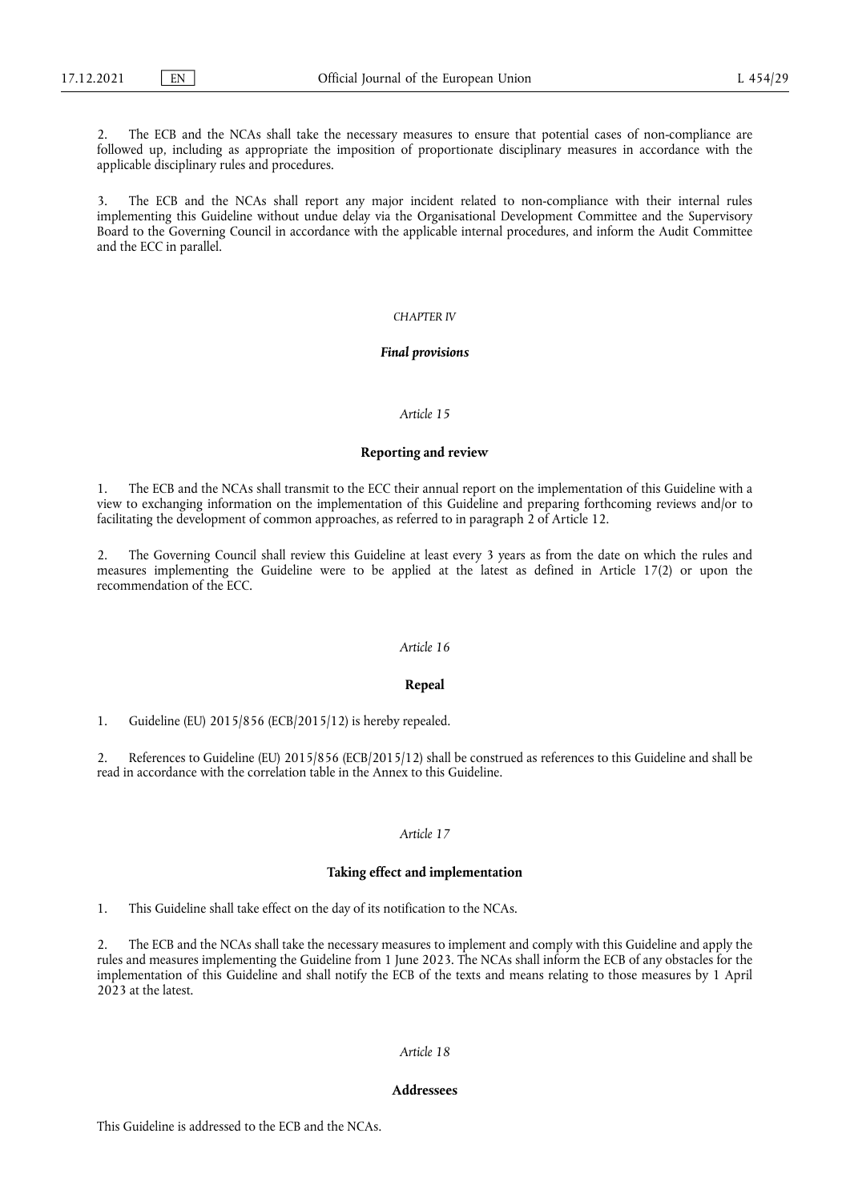2. The ECB and the NCAs shall take the necessary measures to ensure that potential cases of non-compliance are followed up, including as appropriate the imposition of proportionate disciplinary measures in accordance with the applicable disciplinary rules and procedures.

3. The ECB and the NCAs shall report any major incident related to non-compliance with their internal rules implementing this Guideline without undue delay via the Organisational Development Committee and the Supervisory Board to the Governing Council in accordance with the applicable internal procedures, and inform the Audit Committee and the ECC in parallel.

## *CHAPTER IV*

## ***Final provisions***

### *Article 15*

### **Reporting and review**

1. The ECB and the NCAs shall transmit to the ECC their annual report on the implementation of this Guideline with a view to exchanging information on the implementation of this Guideline and preparing forthcoming reviews and/or to facilitating the development of common approaches, as referred to in paragraph 2 of Article 12.

2. The Governing Council shall review this Guideline at least every 3 years as from the date on which the rules and measures implementing the Guideline were to be applied at the latest as defined in Article 17(2) or upon the recommendation of the ECC.

### *Article 16*

### **Repeal**

1. Guideline (EU) 2015/856 (ECB/2015/12) is hereby repealed.

2. References to Guideline (EU) 2015/856 (ECB/2015/12) shall be construed as references to this Guideline and shall be read in accordance with the correlation table in the Annex to this Guideline.

### *Article 17*

### **Taking effect and implementation**

1. This Guideline shall take effect on the day of its notification to the NCAs.

2. The ECB and the NCAs shall take the necessary measures to implement and comply with this Guideline and apply the rules and measures implementing the Guideline from 1 June 2023. The NCAs shall inform the ECB of any obstacles for the implementation of this Guideline and shall notify the ECB of the texts and means relating to those measures by 1 April 2023 at the latest.

### *Article 18*

### **Addressees**

This Guideline is addressed to the ECB and the NCAs.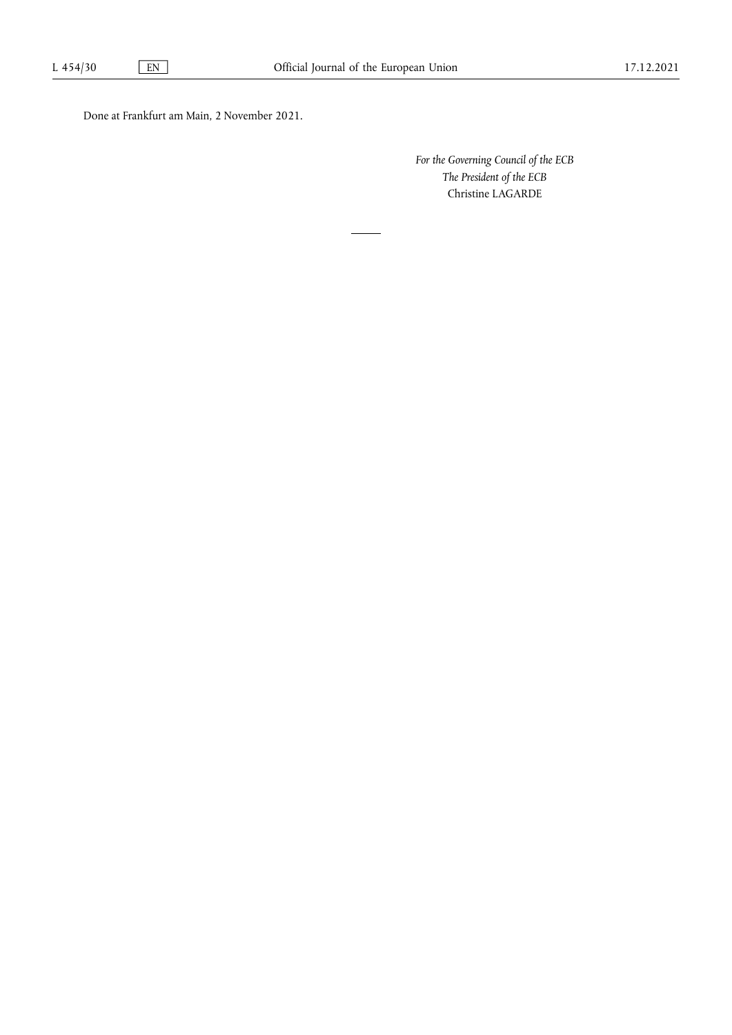Done at Frankfurt am Main, 2 November 2021.

*For the Governing Council of the ECB*
*The President of the ECB*
Christine LAGARDE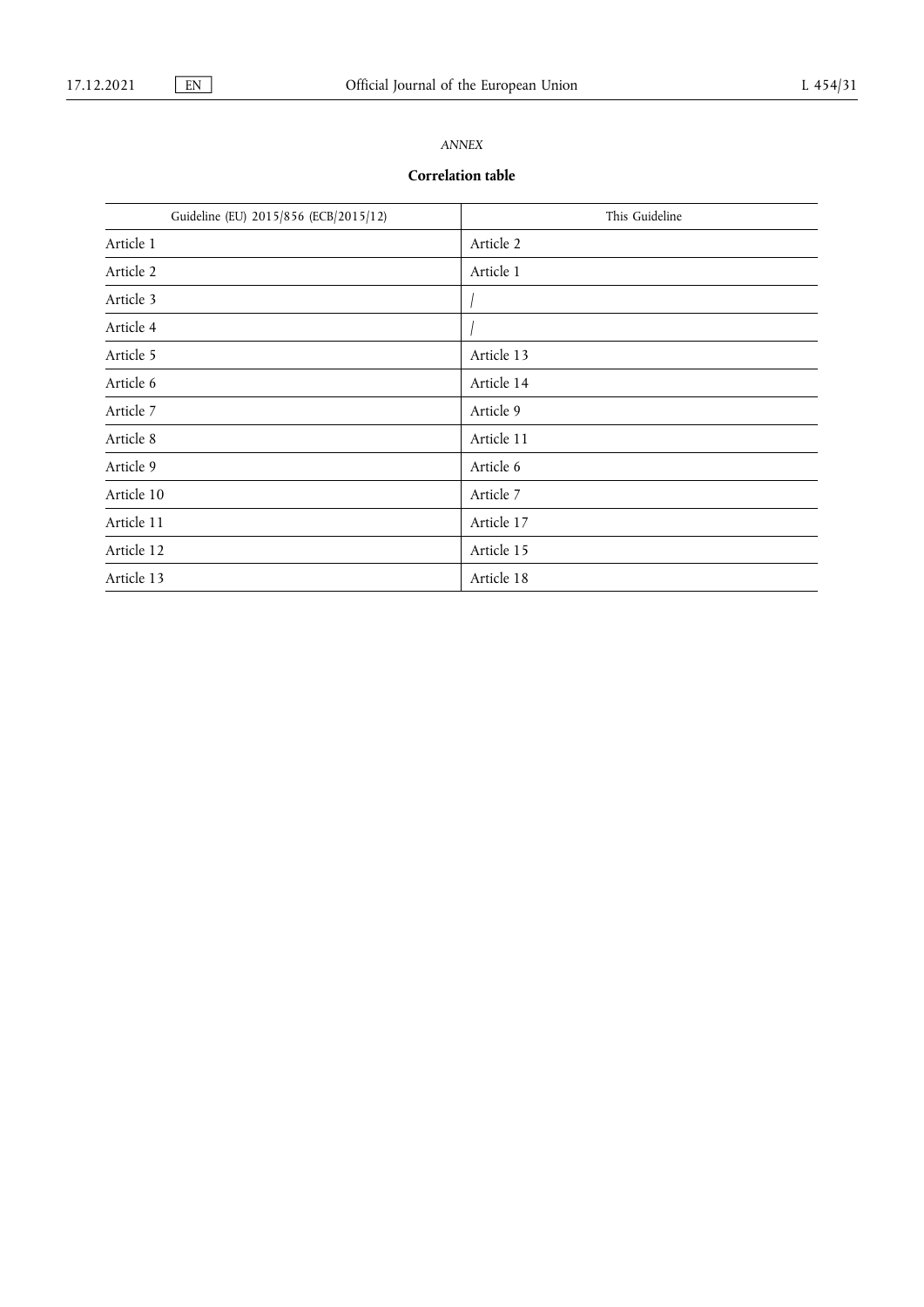*ANNEX*

**Correlation table**

| Guideline (EU) 2015/856 (ECB/2015/12) | This Guideline |
|---|---|
| Article 1 | Article 2 |
| Article 2 | Article 1 |
| Article 3 | / |
| Article 4 | / |
| Article 5 | Article 13 |
| Article 6 | Article 14 |
| Article 7 | Article 9 |
| Article 8 | Article 11 |
| Article 9 | Article 6 |
| Article 10 | Article 7 |
| Article 11 | Article 17 |
| Article 12 | Article 15 |
| Article 13 | Article 18 |